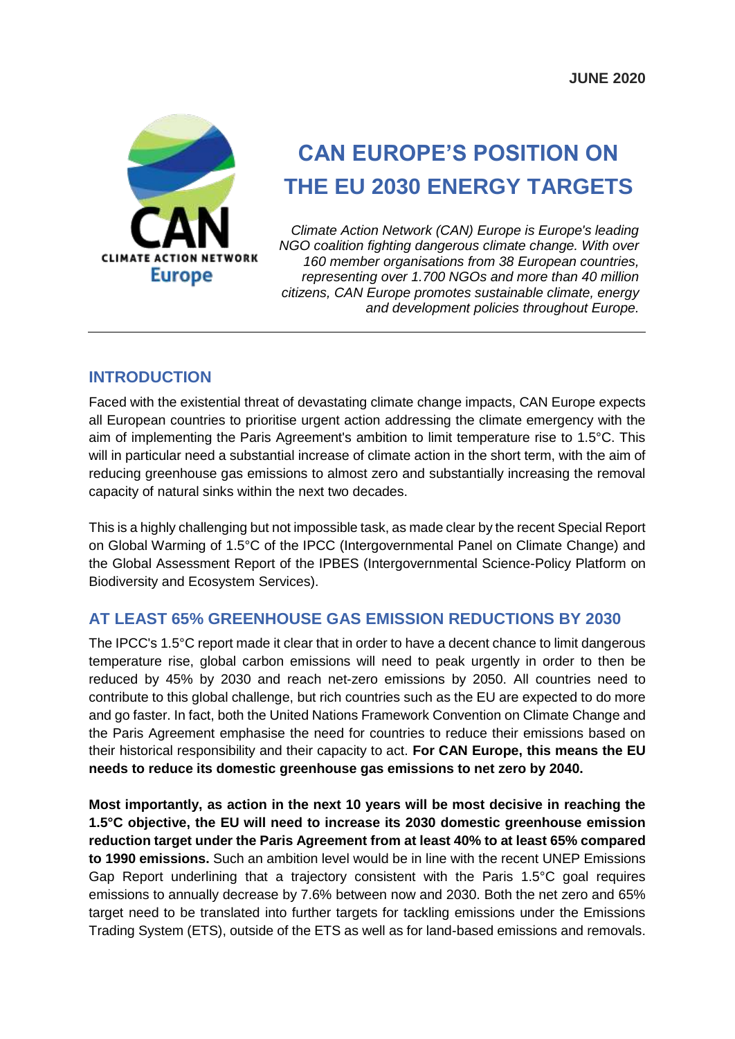**JUNE 2020**

# CAN EUROPE'S POSITION ON THE EU 2030 ENERGY TARGETS

*Climate Action Network (CAN) Europe is Europe's leading NGO coalition fighting dangerous climate change. With over 160 member organisations from 38 European countries, representing over 1.700 NGOs and more than 40 million citizens, CAN Europe promotes sustainable climate, energy and development policies throughout Europe.*

---

## INTRODUCTION

Faced with the existential threat of devastating climate change impacts, CAN Europe expects all European countries to prioritise urgent action addressing the climate emergency with the aim of implementing the Paris Agreement's ambition to limit temperature rise to 1.5°C. This will in particular need a substantial increase of climate action in the short term, with the aim of reducing greenhouse gas emissions to almost zero and substantially increasing the removal capacity of natural sinks within the next two decades.

This is a highly challenging but not impossible task, as made clear by the recent Special Report on Global Warming of 1.5°C of the IPCC (Intergovernmental Panel on Climate Change) and the Global Assessment Report of the IPBES (Intergovernmental Science-Policy Platform on Biodiversity and Ecosystem Services).

## AT LEAST 65% GREENHOUSE GAS EMISSION REDUCTIONS BY 2030

The IPCC's 1.5°C report made it clear that in order to have a decent chance to limit dangerous temperature rise, global carbon emissions will need to peak urgently in order to then be reduced by 45% by 2030 and reach net-zero emissions by 2050. All countries need to contribute to this global challenge, but rich countries such as the EU are expected to do more and go faster. In fact, both the United Nations Framework Convention on Climate Change and the Paris Agreement emphasise the need for countries to reduce their emissions based on their historical responsibility and their capacity to act. **For CAN Europe, this means the EU needs to reduce its domestic greenhouse gas emissions to net zero by 2040.**

**Most importantly, as action in the next 10 years will be most decisive in reaching the 1.5°C objective, the EU will need to increase its 2030 domestic greenhouse emission reduction target under the Paris Agreement from at least 40% to at least 65% compared to 1990 emissions.** Such an ambition level would be in line with the recent UNEP Emissions Gap Report underlining that a trajectory consistent with the Paris 1.5°C goal requires emissions to annually decrease by 7.6% between now and 2030. Both the net zero and 65% target need to be translated into further targets for tackling emissions under the Emissions Trading System (ETS), outside of the ETS as well as for land-based emissions and removals.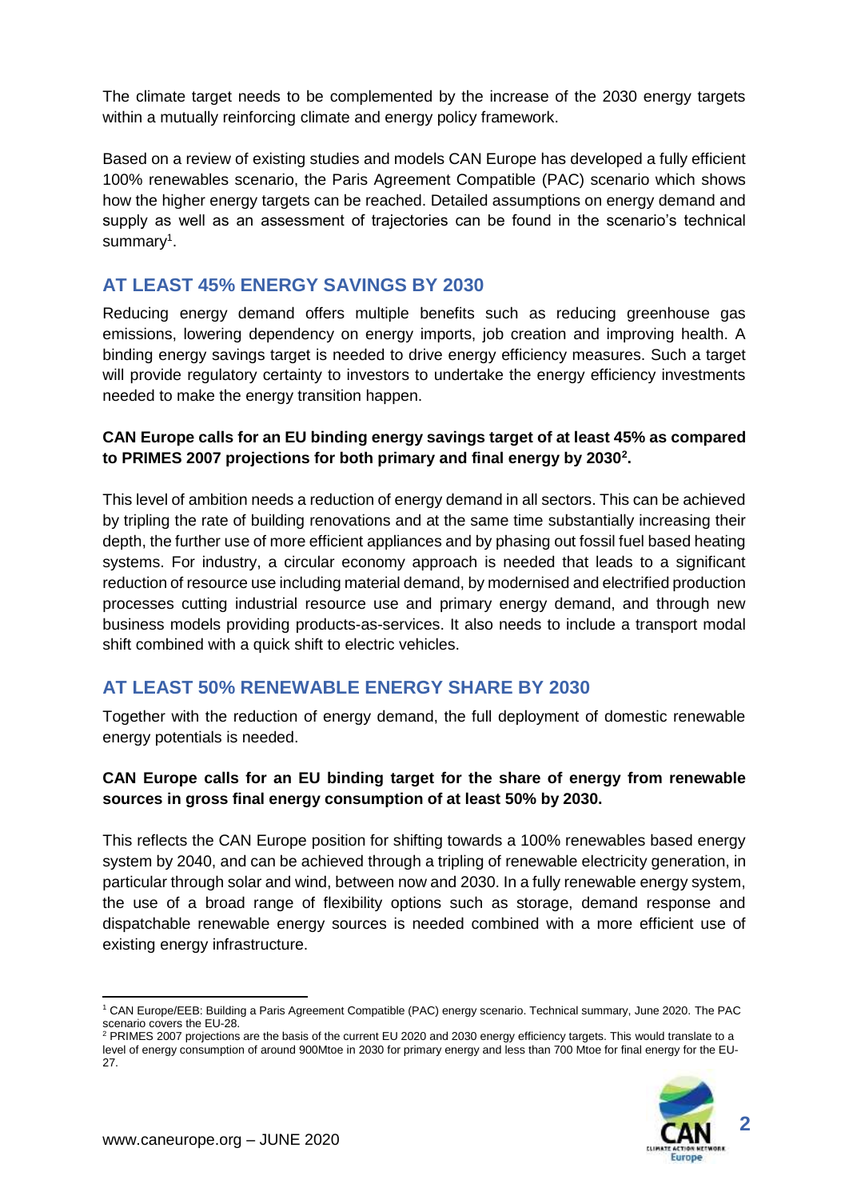The climate target needs to be complemented by the increase of the 2030 energy targets within a mutually reinforcing climate and energy policy framework.

Based on a review of existing studies and models CAN Europe has developed a fully efficient 100% renewables scenario, the Paris Agreement Compatible (PAC) scenario which shows how the higher energy targets can be reached. Detailed assumptions on energy demand and supply as well as an assessment of trajectories can be found in the scenario's technical summary[1].

## AT LEAST 45% ENERGY SAVINGS BY 2030

Reducing energy demand offers multiple benefits such as reducing greenhouse gas emissions, lowering dependency on energy imports, job creation and improving health. A binding energy savings target is needed to drive energy efficiency measures. Such a target will provide regulatory certainty to investors to undertake the energy efficiency investments needed to make the energy transition happen.

**CAN Europe calls for an EU binding energy savings target of at least 45% as compared to PRIMES 2007 projections for both primary and final energy by 2030[2].**

This level of ambition needs a reduction of energy demand in all sectors. This can be achieved by tripling the rate of building renovations and at the same time substantially increasing their depth, the further use of more efficient appliances and by phasing out fossil fuel based heating systems. For industry, a circular economy approach is needed that leads to a significant reduction of resource use including material demand, by modernised and electrified production processes cutting industrial resource use and primary energy demand, and through new business models providing products-as-services. It also needs to include a transport modal shift combined with a quick shift to electric vehicles.

## AT LEAST 50% RENEWABLE ENERGY SHARE BY 2030

Together with the reduction of energy demand, the full deployment of domestic renewable energy potentials is needed.

**CAN Europe calls for an EU binding target for the share of energy from renewable sources in gross final energy consumption of at least 50% by 2030.**

This reflects the CAN Europe position for shifting towards a 100% renewables based energy system by 2040, and can be achieved through a tripling of renewable electricity generation, in particular through solar and wind, between now and 2030. In a fully renewable energy system, the use of a broad range of flexibility options such as storage, demand response and dispatchable renewable energy sources is needed combined with a more efficient use of existing energy infrastructure.

---

[1] CAN Europe/EEB: Building a Paris Agreement Compatible (PAC) energy scenario. Technical summary, June 2020. The PAC scenario covers the EU-28.

[2] PRIMES 2007 projections are the basis of the current EU 2020 and 2030 energy efficiency targets. This would translate to a level of energy consumption of around 900Mtoe in 2030 for primary energy and less than 700 Mtoe for final energy for the EU-27.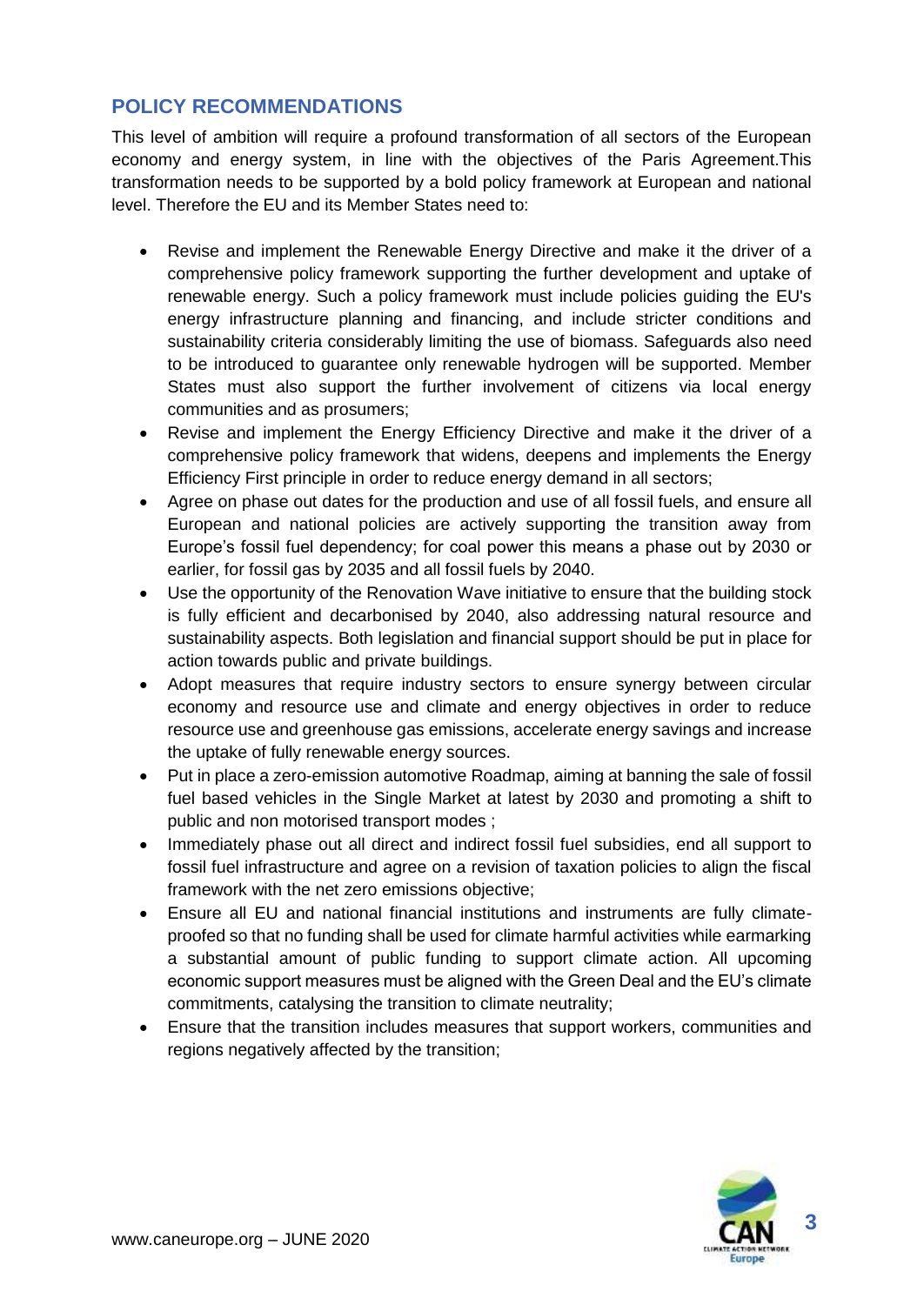## POLICY RECOMMENDATIONS

This level of ambition will require a profound transformation of all sectors of the European economy and energy system, in line with the objectives of the Paris Agreement.This transformation needs to be supported by a bold policy framework at European and national level. Therefore the EU and its Member States need to:

- Revise and implement the Renewable Energy Directive and make it the driver of a comprehensive policy framework supporting the further development and uptake of renewable energy. Such a policy framework must include policies guiding the EU's energy infrastructure planning and financing, and include stricter conditions and sustainability criteria considerably limiting the use of biomass. Safeguards also need to be introduced to guarantee only renewable hydrogen will be supported. Member States must also support the further involvement of citizens via local energy communities and as prosumers;
- Revise and implement the Energy Efficiency Directive and make it the driver of a comprehensive policy framework that widens, deepens and implements the Energy Efficiency First principle in order to reduce energy demand in all sectors;
- Agree on phase out dates for the production and use of all fossil fuels, and ensure all European and national policies are actively supporting the transition away from Europe's fossil fuel dependency; for coal power this means a phase out by 2030 or earlier, for fossil gas by 2035 and all fossil fuels by 2040.
- Use the opportunity of the Renovation Wave initiative to ensure that the building stock is fully efficient and decarbonised by 2040, also addressing natural resource and sustainability aspects. Both legislation and financial support should be put in place for action towards public and private buildings.
- Adopt measures that require industry sectors to ensure synergy between circular economy and resource use and climate and energy objectives in order to reduce resource use and greenhouse gas emissions, accelerate energy savings and increase the uptake of fully renewable energy sources.
- Put in place a zero-emission automotive Roadmap, aiming at banning the sale of fossil fuel based vehicles in the Single Market at latest by 2030 and promoting a shift to public and non motorised transport modes ;
- Immediately phase out all direct and indirect fossil fuel subsidies, end all support to fossil fuel infrastructure and agree on a revision of taxation policies to align the fiscal framework with the net zero emissions objective;
- Ensure all EU and national financial institutions and instruments are fully climate-proofed so that no funding shall be used for climate harmful activities while earmarking a substantial amount of public funding to support climate action. All upcoming economic support measures must be aligned with the Green Deal and the EU's climate commitments, catalysing the transition to climate neutrality;
- Ensure that the transition includes measures that support workers, communities and regions negatively affected by the transition;